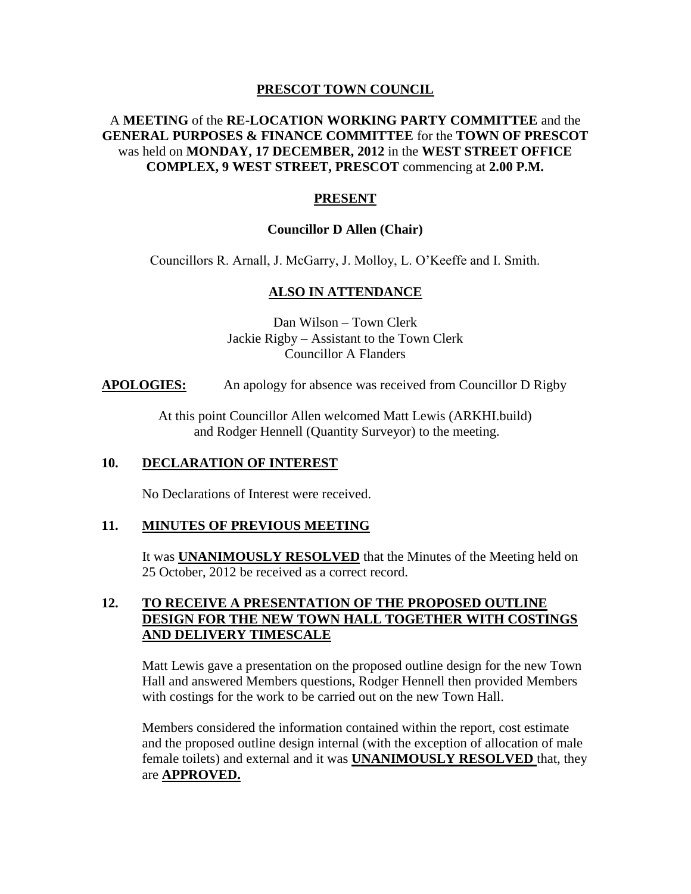# PRESCOT TOWN COUNCIL

A **MEETING** of the **RE-LOCATION WORKING PARTY COMMITTEE** and the **GENERAL PURPOSES & FINANCE COMMITTEE** for the **TOWN OF PRESCOT** was held on **MONDAY, 17 DECEMBER, 2012** in the **WEST STREET OFFICE COMPLEX, 9 WEST STREET, PRESCOT** commencing at **2.00 P.M.**

## PRESENT

**Councillor D Allen (Chair)**

Councillors R. Arnall, J. McGarry, J. Molloy, L. O'Keeffe and I. Smith.

## ALSO IN ATTENDANCE

Dan Wilson – Town Clerk
Jackie Rigby – Assistant to the Town Clerk
Councillor A Flanders

**APOLOGIES:** An apology for absence was received from Councillor D Rigby

At this point Councillor Allen welcomed Matt Lewis (ARKHI.build) and Rodger Hennell (Quantity Surveyor) to the meeting.

## 10. DECLARATION OF INTEREST

No Declarations of Interest were received.

## 11. MINUTES OF PREVIOUS MEETING

It was **UNANIMOUSLY RESOLVED** that the Minutes of the Meeting held on 25 October, 2012 be received as a correct record.

## 12. TO RECEIVE A PRESENTATION OF THE PROPOSED OUTLINE DESIGN FOR THE NEW TOWN HALL TOGETHER WITH COSTINGS AND DELIVERY TIMESCALE

Matt Lewis gave a presentation on the proposed outline design for the new Town Hall and answered Members questions, Rodger Hennell then provided Members with costings for the work to be carried out on the new Town Hall.

Members considered the information contained within the report, cost estimate and the proposed outline design internal (with the exception of allocation of male female toilets) and external and it was **UNANIMOUSLY RESOLVED** that, they are **APPROVED.**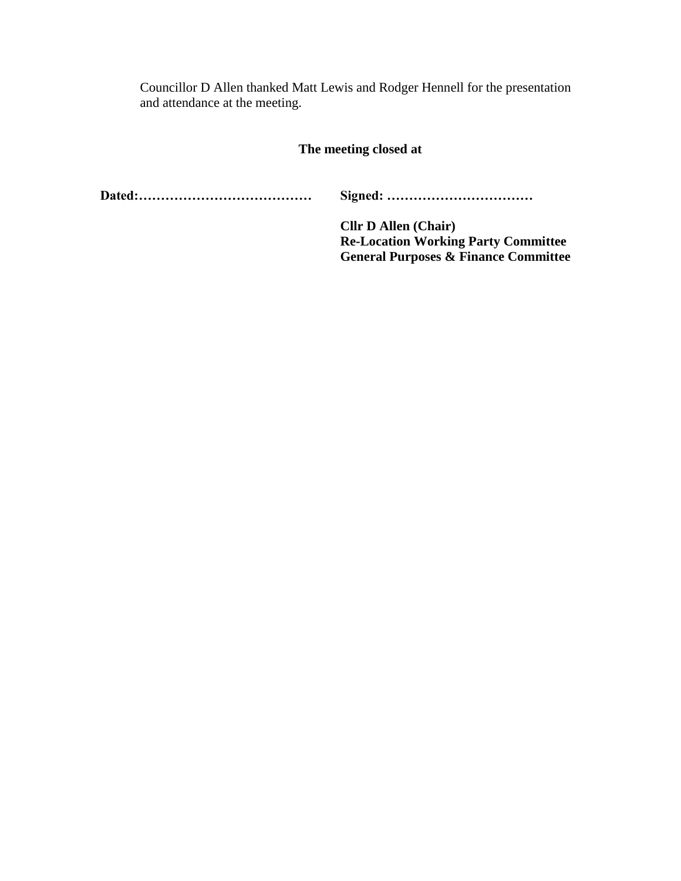Councillor D Allen thanked Matt Lewis and Rodger Hennell for the presentation and attendance at the meeting.

**The meeting closed at**

**Dated:…………………………………** **Signed: ……………………………**

**Cllr D Allen (Chair)**
**Re-Location Working Party Committee**
**General Purposes & Finance Committee**